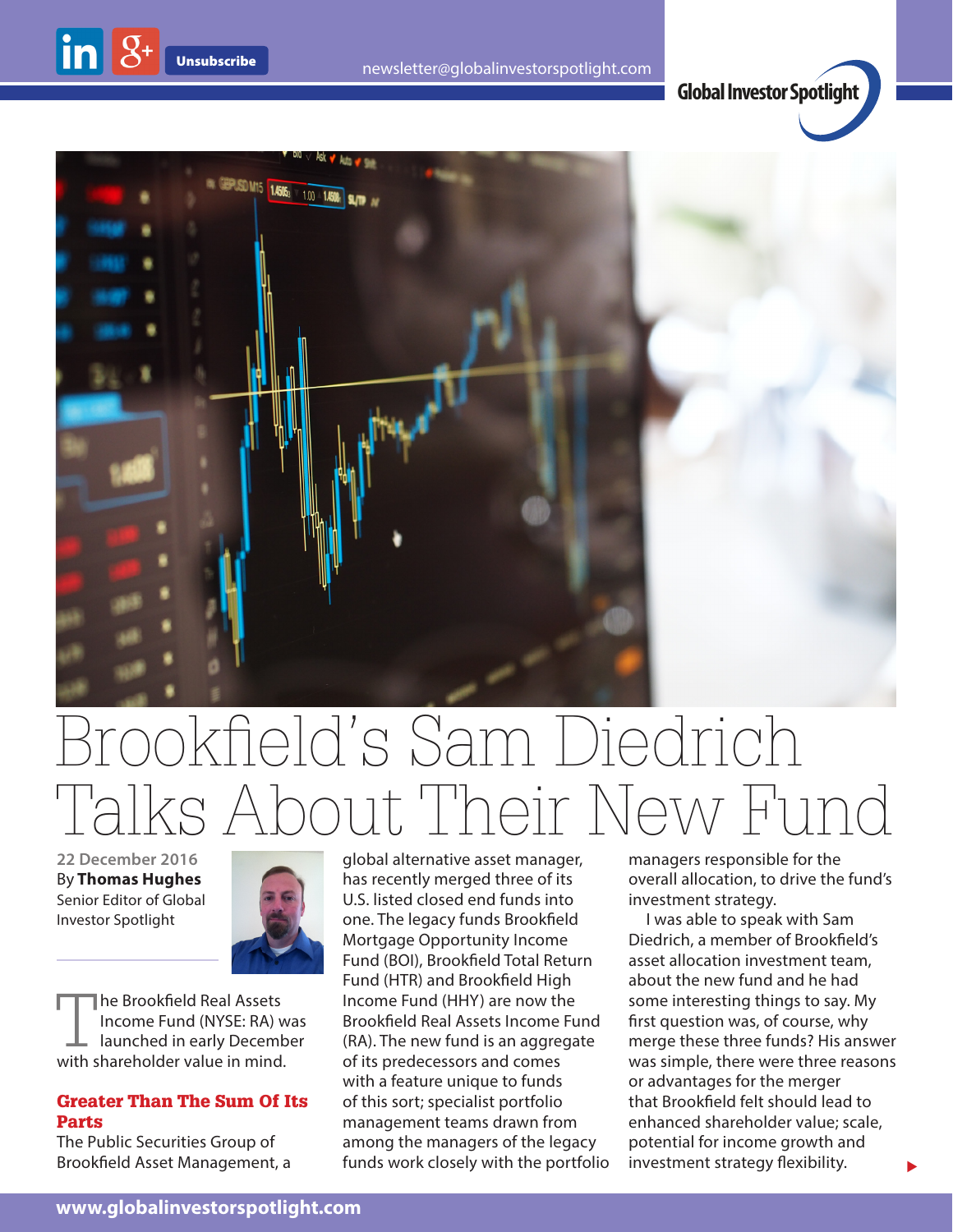# Brookfield's Sam Diedrich Talks About Their New Fund

22 December 2016
By **Thomas Hughes**
Senior Editor of Global Investor Spotlight

The Brookfield Real Assets Income Fund (NYSE: RA) was launched in early December with shareholder value in mind.

## Greater Than The Sum Of Its Parts

The Public Securities Group of Brookfield Asset Management, a global alternative asset manager, has recently merged three of its U.S. listed closed end funds into one. The legacy funds Brookfield Mortgage Opportunity Income Fund (BOI), Brookfield Total Return Fund (HTR) and Brookfield High Income Fund (HHY) are now the Brookfield Real Assets Income Fund (RA). The new fund is an aggregate of its predecessors and comes with a feature unique to funds of this sort; specialist portfolio management teams drawn from among the managers of the legacy funds work closely with the portfolio managers responsible for the overall allocation, to drive the fund's investment strategy.

I was able to speak with Sam Diedrich, a member of Brookfield's asset allocation investment team, about the new fund and he had some interesting things to say. My first question was, of course, why merge these three funds? His answer was simple, there were three reasons or advantages for the merger that Brookfield felt should lead to enhanced shareholder value; scale, potential for income growth and investment strategy flexibility.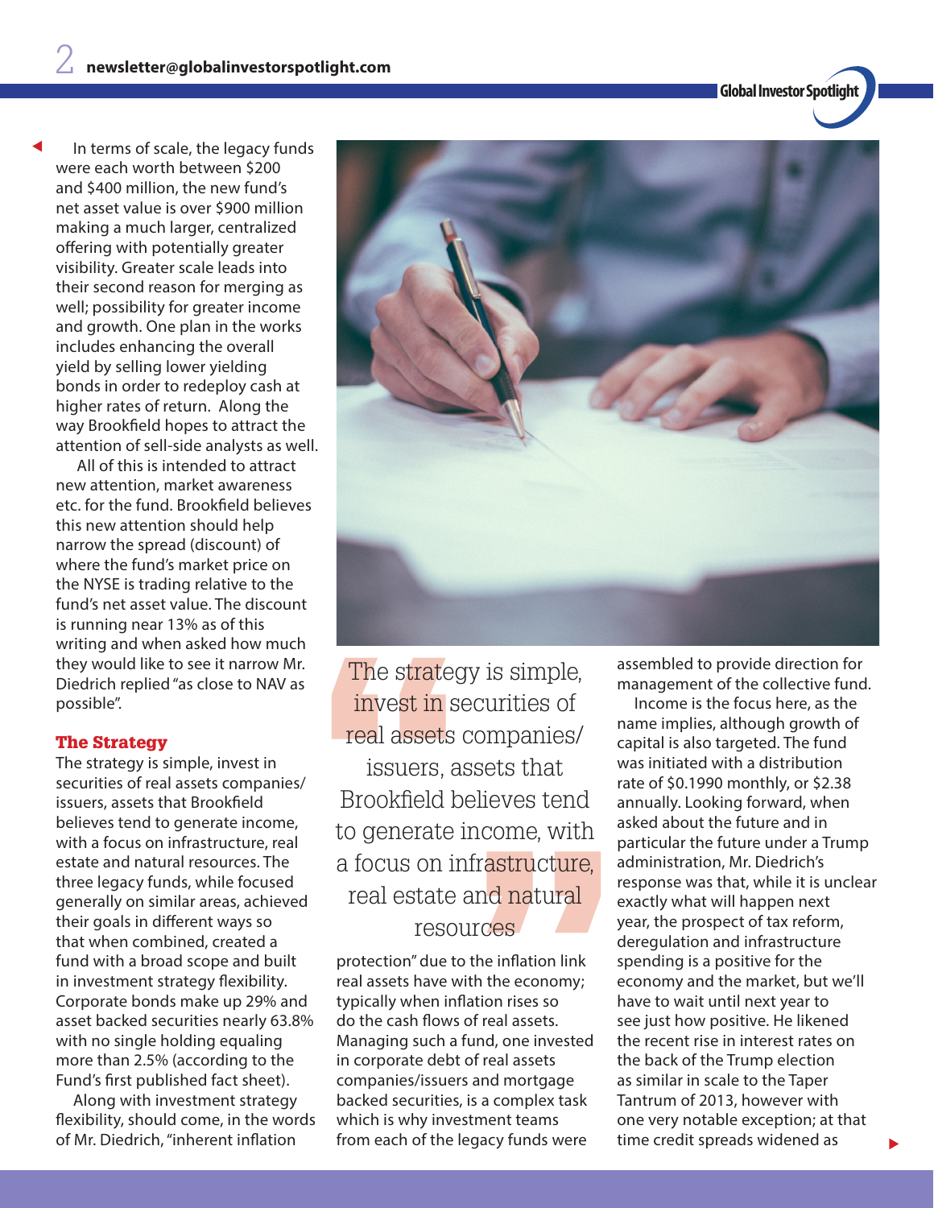In terms of scale, the legacy funds were each worth between $200 and $400 million, the new fund's net asset value is over $900 million making a much larger, centralized offering with potentially greater visibility. Greater scale leads into their second reason for merging as well; possibility for greater income and growth. One plan in the works includes enhancing the overall yield by selling lower yielding bonds in order to redeploy cash at higher rates of return. Along the way Brookfield hopes to attract the attention of sell-side analysts as well.

All of this is intended to attract new attention, market awareness etc. for the fund. Brookfield believes this new attention should help narrow the spread (discount) of where the fund's market price on the NYSE is trading relative to the fund's net asset value. The discount is running near 13% as of this writing and when asked how much they would like to see it narrow Mr. Diedrich replied "as close to NAV as possible".

## The Strategy

The strategy is simple, invest in securities of real assets companies/issuers, assets that Brookfield believes tend to generate income, with a focus on infrastructure, real estate and natural resources. The three legacy funds, while focused generally on similar areas, achieved their goals in different ways so that when combined, created a fund with a broad scope and built in investment strategy flexibility. Corporate bonds make up 29% and asset backed securities nearly 63.8% with no single holding equaling more than 2.5% (according to the Fund's first published fact sheet).

Along with investment strategy flexibility, should come, in the words of Mr. Diedrich, "inherent inflation protection" due to the inflation link real assets have with the economy; typically when inflation rises so do the cash flows of real assets. Managing such a fund, one invested in corporate debt of real assets companies/issuers and mortgage backed securities, is a complex task which is why investment teams from each of the legacy funds were assembled to provide direction for management of the collective fund.

> "The strategy is simple, invest in securities of real assets companies/issuers, assets that Brookfield believes tend to generate income, with a focus on infrastructure, real estate and natural resources"

Income is the focus here, as the name implies, although growth of capital is also targeted. The fund was initiated with a distribution rate of $0.1990 monthly, or $2.38 annually. Looking forward, when asked about the future and in particular the future under a Trump administration, Mr. Diedrich's response was that, while it is unclear exactly what will happen next year, the prospect of tax reform, deregulation and infrastructure spending is a positive for the economy and the market, but we'll have to wait until next year to see just how positive. He likened the recent rise in interest rates on the back of the Trump election as similar in scale to the Taper Tantrum of 2013, however with one very notable exception; at that time credit spreads widened as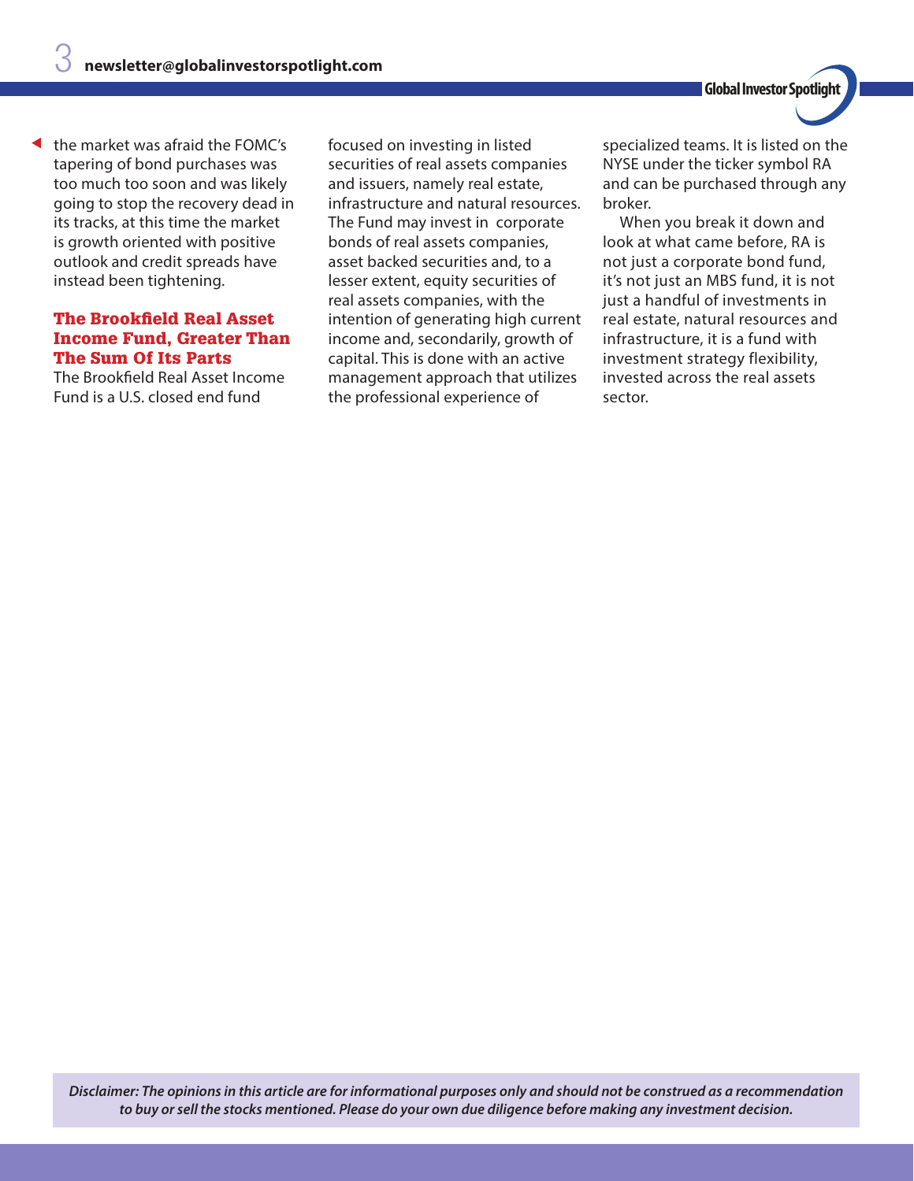the market was afraid the FOMC's tapering of bond purchases was too much too soon and was likely going to stop the recovery dead in its tracks, at this time the market is growth oriented with positive outlook and credit spreads have instead been tightening.

### The Brookfield Real Asset Income Fund, Greater Than The Sum Of Its Parts

The Brookfield Real Asset Income Fund is a U.S. closed end fund focused on investing in listed securities of real assets companies and issuers, namely real estate, infrastructure and natural resources. The Fund may invest in corporate bonds of real assets companies, asset backed securities and, to a lesser extent, equity securities of real assets companies, with the intention of generating high current income and, secondarily, growth of capital. This is done with an active management approach that utilizes the professional experience of specialized teams. It is listed on the NYSE under the ticker symbol RA and can be purchased through any broker.

When you break it down and look at what came before, RA is not just a corporate bond fund, it's not just an MBS fund, it is not just a handful of investments in real estate, natural resources and infrastructure, it is a fund with investment strategy flexibility, invested across the real assets sector.

***Disclaimer: The opinions in this article are for informational purposes only and should not be construed as a recommendation to buy or sell the stocks mentioned. Please do your own due diligence before making any investment decision.***